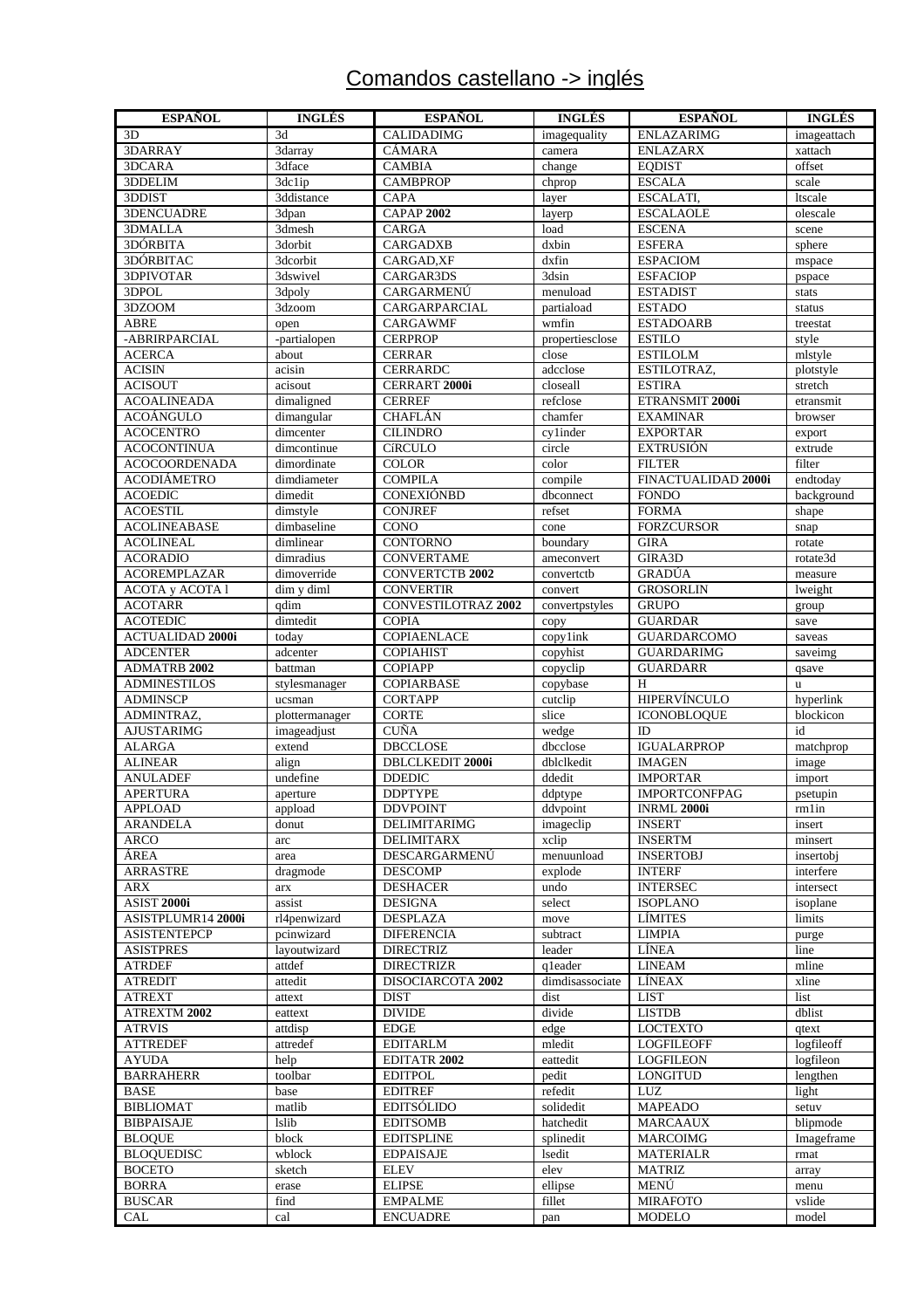# Comandos castellano -> inglés

| ESPAÑOL | INGLÉS | ESPAÑOL | INGLÉS | ESPAÑOL | INGLÉS |
|---|---|---|---|---|---|
| 3D | 3d | CALIDADIMG | imagequality | ENLAZARIMG | imageattach |
| 3DARRAY | 3darray | CÁMARA | camera | ENLAZARX | xattach |
| 3DCARA | 3dface | CAMBIA | change | EQDIST | offset |
| 3DDELIM | 3dclip | CAMBPROP | chprop | ESCALA | scale |
| 3DDIST | 3ddistance | CAPA | layer | ESCALATI, | ltscale |
| 3DENCUADRE | 3dpan | CAPAP **2002** | layerp | ESCALAOLE | olescale |
| 3DMALLA | 3dmesh | CARGA | load | ESCENA | scene |
| 3DÓRBITA | 3dorbit | CARGADXB | dxbin | ESFERA | sphere |
| 3DÓRBITAC | 3dcorbit | CARGAD,XF | dxfin | ESPACIOM | mspace |
| 3DPIVOTAR | 3dswivel | CARGAR3DS | 3dsin | ESFACIOP | pspace |
| 3DPOL | 3dpoly | CARGARMENÚ | menuload | ESTADIST | stats |
| 3DZOOM | 3dzoom | CARGARPARCIAL | partiaload | ESTADO | status |
| ABRE | open | CARGAWMF | wmfin | ESTADOARB | treestat |
| -ABRIRPARCIAL | -partialopen | CERPROP | propertiesclose | ESTILO | style |
| ACERCA | about | CERRAR | close | ESTILOLM | mlstyle |
| ACISIN | acisin | CERRARDC | adcclose | ESTILOTRAZ, | plotstyle |
| ACISOUT | acisout | CERRART **2000i** | closeall | ESTIRA | stretch |
| ACOALINEADA | dimaligned | CERREF | refclose | ETRANSMIT **2000i** | etransmit |
| ACOÁNGULO | dimangular | CHAFLÁN | chamfer | EXAMINAR | browser |
| ACOCENTRO | dimcenter | CILINDRO | cylinder | EXPORTAR | export |
| ACOCONTINUA | dimcontinue | CÍRCULO | circle | EXTRUSIÓN | extrude |
| ACOCOORDENADA | dimordinate | COLOR | color | FILTER | filter |
| ACODIÁMETRO | dimdiameter | COMPILA | compile | FINACTUALIDAD **2000i** | endtoday |
| ACOEDIC | dimedit | CONEXIÓNBD | dbconnect | FONDO | background |
| ACOESTIL | dimstyle | CONJREF | refset | FORMA | shape |
| ACOLINEABASE | dimbaseline | CONO | cone | FORZCURSOR | snap |
| ACOLINEAL | dimlinear | CONTORNO | boundary | GIRA | rotate |
| ACORADIO | dimradius | CONVERTAME | ameconvert | GIRA3D | rotate3d |
| ACOREMPLAZAR | dimoverride | CONVERTCTB **2002** | convertctb | GRADÚA | measure |
| ACOTA y ACOTA l | dim y diml | CONVERTIR | convert | GROSORLIN | lweight |
| ACOTARR | qdim | CONVESTILOTRAZ **2002** | convertpstyles | GRUPO | group |
| ACOTEDIC | dimtedit | COPIA | copy | GUARDAR | save |
| ACTUALIDAD **2000i** | today | COPIAENLACE | copylink | GUARDARCOMO | saveas |
| ADCENTER | adcenter | COPIAHIST | copyhist | GUARDARIMG | saveimg |
| ADMATRB **2002** | battman | COPIAPP | copyclip | GUARDARR | qsave |
| ADMINESTILOS | stylesmanager | COPIARBASE | copybase | H | u |
| ADMINSCP | ucsman | CORTAPP | cutclip | HIPERVÍNCULO | hyperlink |
| ADMINTRAZ, | plottermanager | CORTE | slice | ICONOBLOQUE | blockicon |
| AJUSTARIMG | imageadjust | CUÑA | wedge | ID | id |
| ALARGA | extend | DBCCLOSE | dbcclose | IGUALARPROP | matchprop |
| ALINEAR | align | DBLCLKEDIT **2000i** | dblclkedit | IMAGEN | image |
| ANULADEF | undefine | DDEDIC | ddedit | IMPORTAR | import |
| APERTURA | aperture | DDPTYPE | ddptype | IMPORTCONFPAG | psetupin |
| APPLOAD | appload | DDVPOINT | ddvpoint | INRML **2000i** | rm1in |
| ARANDELA | donut | DELIMITARIMG | imageclip | INSERT | insert |
| ARCO | arc | DELIMITARX | xclip | INSERTM | minsert |
| ÁREA | area | DESCARGARMENÚ | menuunload | INSERTOBJ | insertobj |
| ARRASTRE | dragmode | DESCOMP | explode | INTERF | interfere |
| ARX | arx | DESHACER | undo | INTERSEC | intersect |
| ASIST **2000i** | assist | DESIGNA | select | ISOPLANO | isoplane |
| ASISTPLUMR14 **2000i** | rl4penwizard | DESPLAZA | move | LÍMITES | limits |
| ASISTENTEPCP | pcinwizard | DIFERENCIA | subtract | LIMPIA | purge |
| ASISTPRES | layoutwizard | DIRECTRIZ | leader | LÍNEA | line |
| ATRDEF | attdef | DIRECTRIZR | q1eader | LINEAM | mline |
| ATREDIT | attedit | DISOCIARCOTA **2002** | dimdisassociate | LÍNEAX | xline |
| ATREXT | attext | DIST | dist | LIST | list |
| ATREXTM **2002** | eattext | DIVIDE | divide | LISTDB | dblist |
| ATRVIS | attdisp | EDGE | edge | LOCTEXTO | qtext |
| ATTREDEF | attredef | EDITARLM | mledit | LOGFILEOFF | logfileoff |
| AYUDA | help | EDITATR **2002** | eattedit | LOGFILEON | logfileon |
| BARRAHERR | toolbar | EDITPOL | pedit | LONGITUD | lengthen |
| BASE | base | EDITREF | refedit | LUZ | light |
| BIBLIOMAT | matlib | EDITSÓLIDO | solidedit | MAPEADO | setuv |
| BIBPAISAJE | lslib | EDITSOMB | hatchedit | MARCAAUX | blipmode |
| BLOQUE | block | EDITSPLINE | splinedit | MARCOIMG | Imageframe |
| BLOQUEDISC | wblock | EDPAISAJE | lsedit | MATERIALR | rmat |
| BOCETO | sketch | ELEV | elev | MATRIZ | array |
| BORRA | erase | ELIPSE | ellipse | MENÚ | menu |
| BUSCAR | find | EMPALME | fillet | MIRAFOTO | vslide |
| CAL | cal | ENCUADRE | pan | MODELO | model |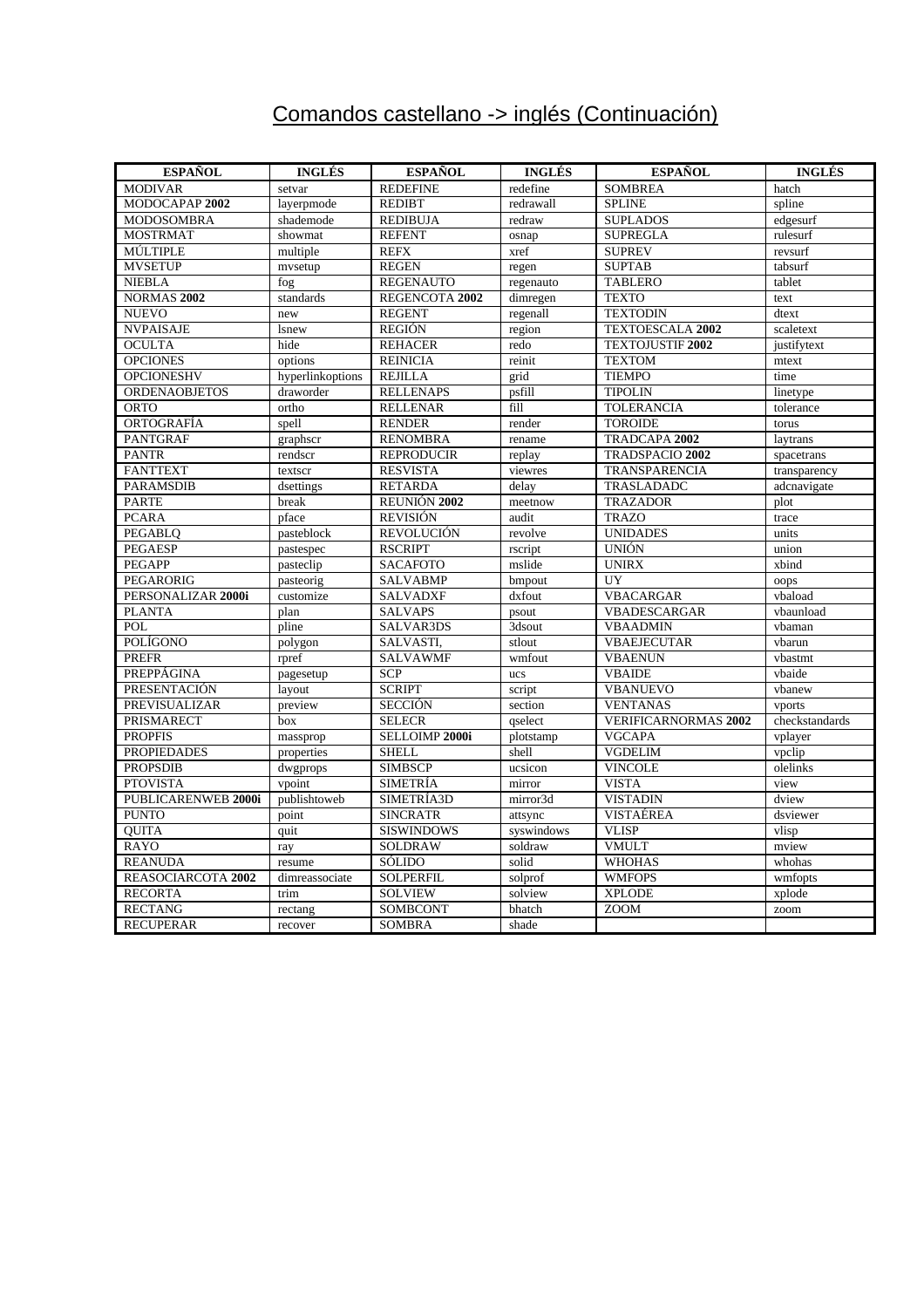# Comandos castellano -> inglés (Continuación)

| ESPAÑOL | INGLÉS | ESPAÑOL | INGLÉS | ESPAÑOL | INGLÉS |
|---|---|---|---|---|---|
| MODIVAR | setvar | REDEFINE | redefine | SOMBREA | hatch |
| MODOCAPAP **2002** | layerpmode | REDIBT | redrawall | SPLINE | spline |
| MODOSOMBRA | shademode | REDIBUJA | redraw | SUPLADOS | edgesurf |
| MOSTRMAT | showmat | REFENT | osnap | SUPREGLA | rulesurf |
| MÚLTIPLE | multiple | REFX | xref | SUPREV | revsurf |
| MVSETUP | mvsetup | REGEN | regen | SUPTAB | tabsurf |
| NIEBLA | fog | REGENAUTO | regenauto | TABLERO | tablet |
| NORMAS **2002** | standards | REGENCOTA **2002** | dimregen | TEXTO | text |
| NUEVO | new | REGENT | regenall | TEXTODIN | dtext |
| NVPAISAJE | lsnew | REGIÓN | region | TEXTOESCALA **2002** | scaletext |
| OCULTA | hide | REHACER | redo | TEXTOJUSTIF **2002** | justifytext |
| OPCIONES | options | REINICIA | reinit | TEXTOM | mtext |
| OPCIONESHV | hyperlinkoptions | REJILLA | grid | TIEMPO | time |
| ORDENAOBJETOS | draworder | RELLENAPS | psfill | TIPOLIN | linetype |
| ORTO | ortho | RELLENAR | fill | TOLERANCIA | tolerance |
| ORTOGRAFÍA | spell | RENDER | render | TOROIDE | torus |
| PANTGRAF | graphscr | RENOMBRA | rename | TRADCAPA **2002** | laytrans |
| PANTR | rendscr | REPRODUCIR | replay | TRADSPACIO **2002** | spacetrans |
| PANTTEXT | textscr | RESVISTA | viewres | TRANSPARENCIA | transparency |
| PARAMSDIB | dsettings | RETARDA | delay | TRASLADADC | adcnavigate |
| PARTE | break | REUNIÓN **2002** | meetnow | TRAZADOR | plot |
| PCARA | pface | REVISIÓN | audit | TRAZO | trace |
| PEGABLQ | pasteblock | REVOLUCIÓN | revolve | UNIDADES | units |
| PEGAESP | pastespec | RSCRIPT | rscript | UNIÓN | union |
| PEGAPP | pasteclip | SACAFOTO | mslide | UNIRX | xbind |
| PEGARORIG | pasteorig | SALVABMP | bmpout | UY | oops |
| PERSONALIZAR **2000i** | customize | SALVADXF | dxfout | VBACARGAR | vbaload |
| PLANTA | plan | SALVAPS | psout | VBADESCARGAR | vbaunload |
| POL | pline | SALVAR3DS | 3dsout | VBAADMIN | vbaman |
| POLÍGONO | polygon | SALVASTL | stlout | VBAEJECUTAR | vbarun |
| PREFR | rpref | SALVAWMF | wmfout | VBAENUN | vbastmt |
| PREPPÁGINA | pagesetup | SCP | ucs | VBAIDE | vbaide |
| PRESENTACIÓN | layout | SCRIPT | script | VBANUEVO | vbanew |
| PREVISUALIZAR | preview | SECCIÓN | section | VENTANAS | vports |
| PRISMARECT | box | SELECR | qselect | VERIFICARNORMAS **2002** | checkstandards |
| PROPFIS | massprop | SELLOIMP **2000i** | plotstamp | VGCAPA | vplayer |
| PROPIEDADES | properties | SHELL | shell | VGDELIM | vpclip |
| PROPSDIB | dwgprops | SIMBSCP | ucsicon | VINCOLE | olelinks |
| PTOVISTA | vpoint | SIMETRÍA | mirror | VISTA | view |
| PUBLICARENWEB **2000i** | publishtoweb | SIMETRÍA3D | mirror3d | VISTADIN | dview |
| PUNTO | point | SINCRATR | attsync | VISTAÉREA | dsviewer |
| QUITA | quit | SISWINDOWS | syswindows | VLISP | vlisp |
| RAYO | ray | SOLDRAW | soldraw | VMULT | mview |
| REANUDA | resume | SÓLIDO | solid | WHOHAS | whohas |
| REASOCIARCOTA **2002** | dimreassociate | SOLPERFIL | solprof | WMFOPS | wmfopts |
| RECORTA | trim | SOLVIEW | solview | XPLODE | xplode |
| RECTANG | rectang | SOMBCONT | bhatch | ZOOM | zoom |
| RECUPERAR | recover | SOMBRA | shade | | |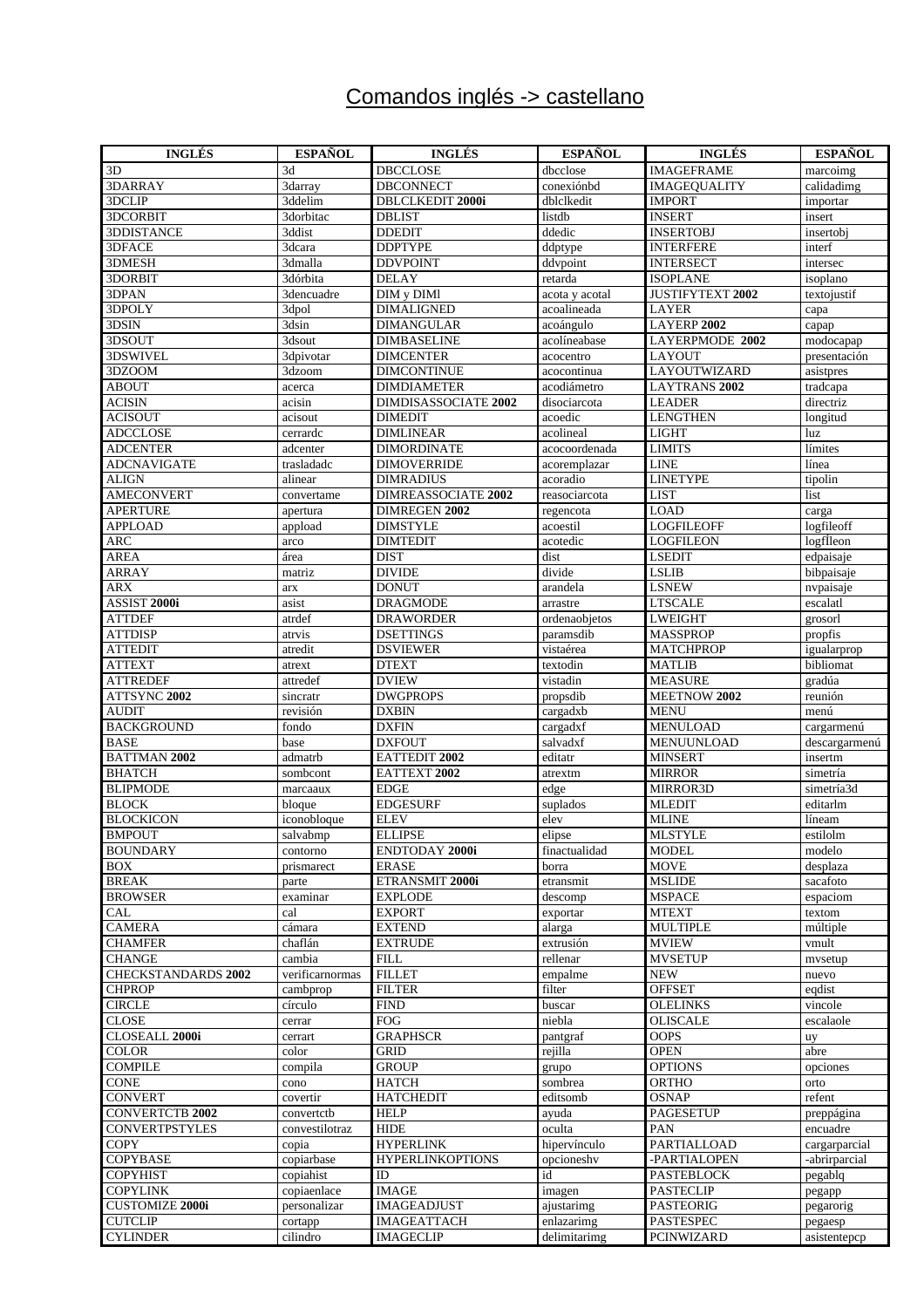# Comandos inglés -> castellano

| INGLÉS | ESPAÑOL | INGLÉS | ESPAÑOL | INGLÉS | ESPAÑOL |
|---|---|---|---|---|---|
| 3D | 3d | DBCCLOSE | dbcclose | IMAGEFRAME | marcoimg |
| 3DARRAY | 3darray | DBCONNECT | conexiónbd | IMAGEQUALITY | calidadimg |
| 3DCLIP | 3ddelim | DBLCLKEDIT **2000i** | dblclkedit | IMPORT | importar |
| 3DCORBIT | 3dorbitac | DBLIST | listdb | INSERT | insert |
| 3DDISTANCE | 3ddist | DDEDIT | ddedic | INSERTOBJ | insertobj |
| 3DFACE | 3dcara | DDPTYPE | ddptype | INTERFERE | interf |
| 3DMESH | 3dmalla | DDVPOINT | ddvpoint | INTERSECT | intersec |
| 3DORBIT | 3dórbita | DELAY | retarda | ISOPLANE | isoplano |
| 3DPAN | 3dencuadre | DIM y DIMl | acota y acotal | JUSTIFYTEXT **2002** | textojustif |
| 3DPOLY | 3dpol | DIMALIGNED | acoalineada | LAYER | capa |
| 3DSIN | 3dsin | DIMANGULAR | acoángulo | LAYERP **2002** | capap |
| 3DSOUT | 3dsout | DIMBASELINE | acolíneabase | LAYERPMODE **2002** | modocapap |
| 3DSWIVEL | 3dpivotar | DIMCENTER | acocentro | LAYOUT | presentación |
| 3DZOOM | 3dzoom | DIMCONTINUE | acocontinua | LAYOUTWIZARD | asistpres |
| ABOUT | acerca | DIMDIAMETER | acodiámetro | LAYTRANS **2002** | tradcapa |
| ACISIN | acisin | DIMDISASSOCIATE **2002** | disociarcota | LEADER | directriz |
| ACISOUT | acisout | DIMEDIT | acoedic | LENGTHEN | longitud |
| ADCCLOSE | cerrardc | DIMLINEAR | acolineal | LIGHT | luz |
| ADCENTER | adcenter | DIMORDINATE | acocoordenada | LIMITS | límites |
| ADCNAVIGATE | trasladadc | DIMOVERRIDE | acoremplazar | LINE | línea |
| ALIGN | alinear | DIMRADIUS | acoradio | LINETYPE | tipolin |
| AMECONVERT | convertame | DIMREASSOCIATE **2002** | reasociarcota | LIST | list |
| APERTURE | apertura | DIMREGEN **2002** | regencota | LOAD | carga |
| APPLOAD | appload | DIMSTYLE | acoestil | LOGFILEOFF | logfileoff |
| ARC | arco | DIMTEDIT | acotedic | LOGFILEON | logflleon |
| AREA | área | DIST | dist | LSEDIT | edpaisaje |
| ARRAY | matriz | DIVIDE | divide | LSLIB | bibpaisaje |
| ARX | arx | DONUT | arandela | LSNEW | nvpaisaje |
| ASSIST **2000i** | asist | DRAGMODE | arrastre | LTSCALE | escalatl |
| ATTDEF | atrdef | DRAWORDER | ordenaobjetos | LWEIGHT | grosorl |
| ATTDISP | atrvis | DSETTINGS | paramsdib | MASSPROP | propfis |
| ATTEDIT | atredit | DSVIEWER | vistaérea | MATCHPROP | igualarprop |
| ATTEXT | atrext | DTEXT | textodin | MATLIB | bibliomat |
| ATTREDEF | attredef | DVIEW | vistadin | MEASURE | gradúa |
| ATTSYNC **2002** | sincratr | DWGPROPS | propsdib | MEETNOW **2002** | reunión |
| AUDIT | revisión | DXBIN | cargadxb | MENU | menú |
| BACKGROUND | fondo | DXFIN | cargadxf | MENULOAD | cargarmenú |
| BASE | base | DXFOUT | salvadxf | MENUUNLOAD | descargarmenú |
| BATTMAN **2002** | admatrb | EATTEDIT **2002** | editatr | MINSERT | insertm |
| BHATCH | sombcont | EATTEXT **2002** | atrextm | MIRROR | simetría |
| BLIPMODE | marcaaux | EDGE | edge | MIRROR3D | simetría3d |
| BLOCK | bloque | EDGESURF | suplados | MLEDIT | editarlm |
| BLOCKICON | iconobloque | ELEV | elev | MLINE | líneam |
| BMPOUT | salvabmp | ELLIPSE | elipse | MLSTYLE | estilolm |
| BOUNDARY | contorno | ENDTODAY **2000i** | finactualidad | MODEL | modelo |
| BOX | prismarect | ERASE | borra | MOVE | desplaza |
| BREAK | parte | ETRANSMIT **2000i** | etransmit | MSLIDE | sacafoto |
| BROWSER | examinar | EXPLODE | descomp | MSPACE | espaciom |
| CAL | cal | EXPORT | exportar | MTEXT | textom |
| CAMERA | cámara | EXTEND | alarga | MULTIPLE | múltiple |
| CHAMFER | chaflán | EXTRUDE | extrusión | MVIEW | vmult |
| CHANGE | cambia | FILL | rellenar | MVSETUP | mvsetup |
| CHECKSTANDARDS **2002** | verificarnormas | FILLET | empalme | NEW | nuevo |
| CHPROP | cambprop | FILTER | filter | OFFSET | eqdist |
| CIRCLE | círculo | FIND | buscar | OLELINKS | vincole |
| CLOSE | cerrar | FOG | niebla | OLISCALE | escalaole |
| CLOSEALL **2000i** | cerrart | GRAPHSCR | pantgraf | OOPS | uy |
| COLOR | color | GRID | rejilla | OPEN | abre |
| COMPILE | compila | GROUP | grupo | OPTIONS | opciones |
| CONE | cono | HATCH | sombrea | ORTHO | orto |
| CONVERT | covertir | HATCHEDIT | editsomb | OSNAP | refent |
| CONVERTCTB **2002** | convertctb | HELP | ayuda | PAGESETUP | preppágina |
| CONVERTPSTYLES | convestilotraz | HIDE | oculta | PAN | encuadre |
| COPY | copia | HYPERLINK | hipervínculo | PARTIALLOAD | cargarparcial |
| COPYBASE | copiarbase | HYPERLINKOPTIONS | opcioneshv | -PARTIALOPEN | -abrirparcial |
| COPYHIST | copiahist | ID | id | PASTEBLOCK | pegablq |
| COPYLINK | copiaenlace | IMAGE | imagen | PASTECLIP | pegapp |
| CUSTOMIZE **2000i** | personalizar | IMAGEADJUST | ajustarimg | PASTEORIG | pegarorig |
| CUTCLIP | cortapp | IMAGEATTACH | enlazarimg | PASTESPEC | pegaesp |
| CYLINDER | cilindro | IMAGECLIP | delimitarimg | PCINWIZARD | asistentepcp |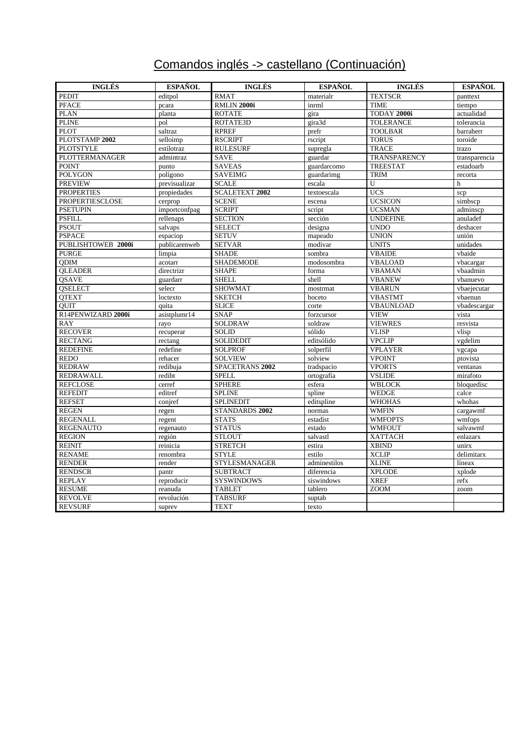# Comandos inglés -> castellano (Continuación)

| INGLÉS | ESPAÑOL | INGLÉS | ESPAÑOL | INGLÉS | ESPAÑOL |
|---|---|---|---|---|---|
| PEDIT | editpol | RMAT | materialr | TEXTSCR | panttext |
| PFACE | pcara | RMLIN **2000i** | inrml | TIME | tiempo |
| PLAN | planta | ROTATE | gira | TODAY **2000i** | actualidad |
| PLINE | pol | ROTATE3D | gira3d | TOLERANCE | tolerancia |
| PLOT | saltraz | RPREF | prefr | TOOLBAR | barraherr |
| PLOTSTAMP **2002** | selloimp | RSCRIPT | rscript | TORUS | toroide |
| PLOTSTYLE | estilotraz | RULESURF | supregla | TRACE | trazo |
| PLOTTERMANAGER | admintraz | SAVE | guardar | TRANSPARENCY | transparencia |
| POINT | punto | SAVEAS | guardarcomo | TREESTAT | estadoarb |
| POLYGON | polígono | SAVEIMG | guardarimg | TRIM | recorta |
| PREVIEW | previsualizar | SCALE | escala | U | h |
| PROPERTIES | propiedades | SCALETEXT **2002** | textoescala | UCS | scp |
| PROPERTIESCLOSE | cerprop | SCENE | escena | UCSICON | simbscp |
| PSETUPIN | importconfpag | SCRIPT | script | UCSMAN | adminscp |
| PSFILL | rellenaps | SECTION | sección | UNDEFINE | anuladef |
| PSOUT | salvaps | SELECT | designa | UNDO | deshacer |
| PSPACE | espaciop | SETUV | mapeado | UNION | unión |
| PUBLISHTOWEB **2000i** | publicarenweb | SETVAR | modivar | UNITS | unidades |
| PURGE | limpia | SHADE | sombra | VBAIDE | vbaide |
| QDIM | acotarr | SHADEMODE | modosombra | VBALOAD | vbacargar |
| QLEADER | directrizr | SHAPE | forma | VBAMAN | vbaadmin |
| QSAVE | guardarr | SHELL | shell | VBANEW | vbanuevo |
| QSELECT | selecr | SHOWMAT | mostrmat | VBARUN | vbaejecutar |
| QTEXT | loctexto | SKETCH | boceto | VBASTMT | vbaenun |
| QUIT | quita | SLICE | corte | VBAUNLOAD | vbadescargar |
| R14PENWIZARD **2000i** | asistplumr14 | SNAP | forzcursor | VIEW | vista |
| RAY | rayo | SOLDRAW | soldraw | VIEWRES | resvista |
| RECOVER | recuperar | SOLID | sólido | VLISP | vlisp |
| RECTANG | rectang | SOLIDEDIT | editsólido | VPCLIP | vgdelim |
| REDEFINE | redefine | SOLPROF | solperfil | VPLAYER | vgcapa |
| REDO | rehacer | SOLVIEW | solview | VPOINT | ptovista |
| REDRAW | redibuja | SPACETRANS **2002** | tradspacio | VPORTS | ventanas |
| REDRAWALL | redibt | SPELL | ortografía | VSLIDE | mirafoto |
| REFCLOSE | cerref | SPHERE | esfera | WBLOCK | bloquedisc |
| REFEDIT | editref | SPLINE | spline | WEDGE | calce |
| REFSET | conjref | SPLINEDIT | editspline | WHOHAS | whohas |
| REGEN | regen | STANDARDS **2002** | normas | WMFIN | cargawmf |
| REGENALL | regent | STATS | estadist | WMFOPTS | wmfops |
| REGENAUTO | regenauto | STATUS | estado | WMFOUT | salvawmf |
| REGION | región | STLOUT | salvastl | XATTACH | enlazarx |
| REINIT | reinicia | STRETCH | estira | XBIND | unirx |
| RENAME | renombra | STYLE | estilo | XCLIP | delimitarx |
| RENDER | render | STYLESMANAGER | adminestilos | XLINE | líneax |
| RENDSCR | pantr | SUBTRACT | diferencia | XPLODE | xplode |
| REPLAY | reproducir | SYSWINDOWS | siswindows | XREF | refx |
| RESUME | reanuda | TABLET | tablero | ZOOM | zoom |
| REVOLVE | revolución | TABSURF | suptab | | |
| REVSURF | suprev | TEXT | texto | | |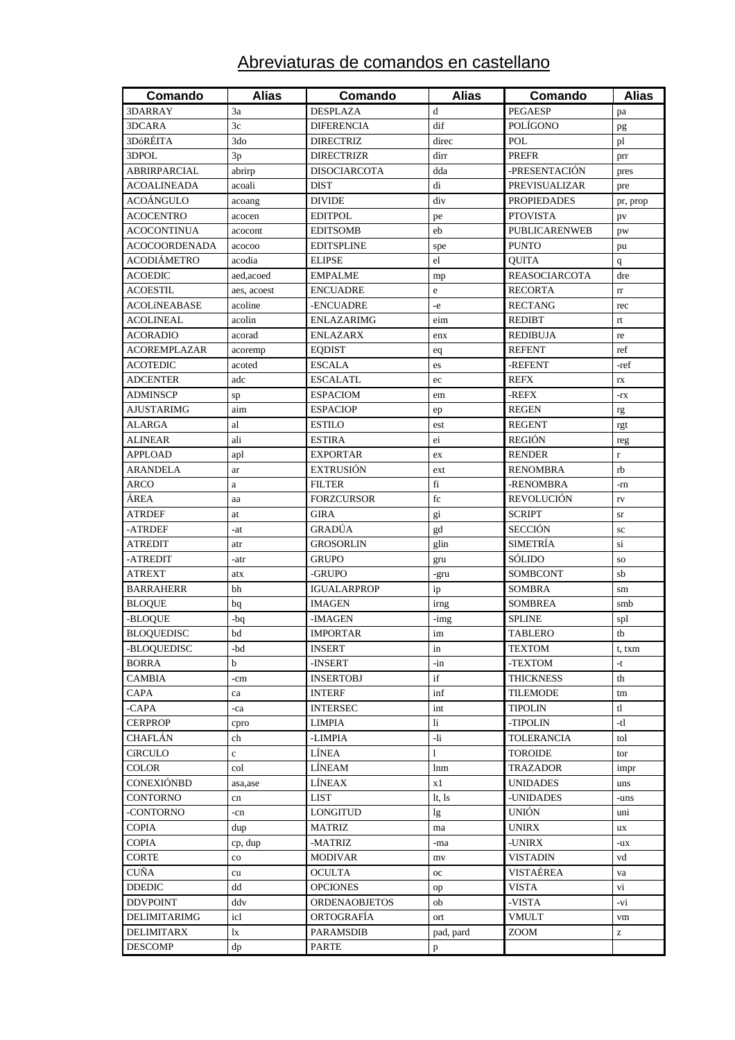# Abreviaturas de comandos en castellano

| Comando | Alias | Comando | Alias | Comando | Alias |
|---|---|---|---|---|---|
| 3DARRAY | 3a | DESPLAZA | d | PEGAESP | pa |
| 3DCARA | 3c | DIFERENCIA | dif | POLÍGONO | pg |
| 3DóRÉITA | 3do | DIRECTRIZ | direc | POL | pl |
| 3DPOL | 3p | DIRECTRIZR | dirr | PREFR | prr |
| ABRIRPARCIAL | abrirp | DISOCIARCOTA | dda | -PRESENTACIÓN | pres |
| ACOALINEADA | acoali | DIST | di | PREVISUALIZAR | pre |
| ACOÁNGULO | acoang | DIVIDE | div | PROPIEDADES | pr, prop |
| ACOCENTRO | acocen | EDITPOL | pe | PTOVISTA | pv |
| ACOCONTINUA | acocont | EDITSOMB | eb | PUBLICARENWEB | pw |
| ACOCOORDENADA | acocoo | EDITSPLINE | spe | PUNTO | pu |
| ACODIÁMETRO | acodia | ELIPSE | el | QUITA | q |
| ACOEDIC | aed,acoed | EMPALME | mp | REASOCIARCOTA | dre |
| ACOESTIL | aes, acoest | ENCUADRE | e | RECORTA | rr |
| ACOLíNEABASE | acoline | -ENCUADRE | -e | RECTANG | rec |
| ACOLINEAL | acolin | ENLAZARIMG | eim | REDIBT | rt |
| ACORADIO | acorad | ENLAZARX | enx | REDIBUJA | re |
| ACOREMPLAZAR | acoremp | EQDIST | eq | REFENT | ref |
| ACOTEDIC | acoted | ESCALA | es | -REFENT | -ref |
| ADCENTER | adc | ESCALATL | ec | REFX | rx |
| ADMINSCP | sp | ESPACIOM | em | -REFX | -rx |
| AJUSTARIMG | aim | ESPACIOP | ep | REGEN | rg |
| ALARGA | al | ESTILO | est | REGENT | rgt |
| ALINEAR | ali | ESTIRA | ei | REGIÓN | reg |
| APPLOAD | apl | EXPORTAR | ex | RENDER | r |
| ARANDELA | ar | EXTRUSIÓN | ext | RENOMBRA | rb |
| ARCO | a | FILTER | fi | -RENOMBRA | -rn |
| ÁREA | aa | FORZCURSOR | fc | REVOLUCIÓN | rv |
| ATRDEF | at | GIRA | gi | SCRIPT | sr |
| -ATRDEF | -at | GRADÚA | gd | SECCIÓN | sc |
| ATREDIT | atr | GROSORLIN | glin | SIMETRÍA | si |
| -ATREDIT | -atr | GRUPO | gru | SÓLIDO | so |
| ATREXT | atx | -GRUPO | -gru | SOMBCONT | sb |
| BARRAHERR | bh | IGUALARPROP | ip | SOMBRA | sm |
| BLOQUE | bq | IMAGEN | irng | SOMBREA | smb |
| -BLOQUE | -bq | -IMAGEN | -img | SPLINE | spl |
| BLOQUEDISC | bd | IMPORTAR | im | TABLERO | tb |
| -BLOQUEDISC | -bd | INSERT | in | TEXTOM | t, txm |
| BORRA | b | -INSERT | -in | -TEXTOM | -t |
| CAMBIA | -cm | INSERTOBJ | if | THICKNESS | th |
| CAPA | ca | INTERF | inf | TILEMODE | tm |
| -CAPA | -ca | INTERSEC | int | TIPOLIN | tl |
| CERPROP | cpro | LIMPIA | li | -TIPOLIN | -tl |
| CHAFLÁN | ch | -LIMPIA | -li | TOLERANCIA | tol |
| CíRCULO | c | LÍNEA | l | TOROIDE | tor |
| COLOR | col | LÍNEAM | lnm | TRAZADOR | impr |
| CONEXIÓNBD | asa,ase | LÍNEAX | x1 | UNIDADES | uns |
| CONTORNO | cn | LIST | lt, ls | -UNIDADES | -uns |
| -CONTORNO | -cn | LONGITUD | lg | UNIÓN | uni |
| COPIA | dup | MATRIZ | ma | UNIRX | ux |
| COPIA | cp, dup | -MATRIZ | -ma | -UNIRX | -ux |
| CORTE | co | MODIVAR | mv | VISTADIN | vd |
| CUÑA | cu | OCULTA | oc | VISTAÉREA | va |
| DDEDIC | dd | OPCIONES | op | VISTA | vi |
| DDVPOINT | ddv | ORDENAOBJETOS | ob | -VISTA | -vi |
| DELIMITARIMG | icl | ORTOGRAFÍA | ort | VMULT | vm |
| DELIMITARX | lx | PARAMSDIB | pad, pard | ZOOM | z |
| DESCOMP | dp | PARTE | p | | |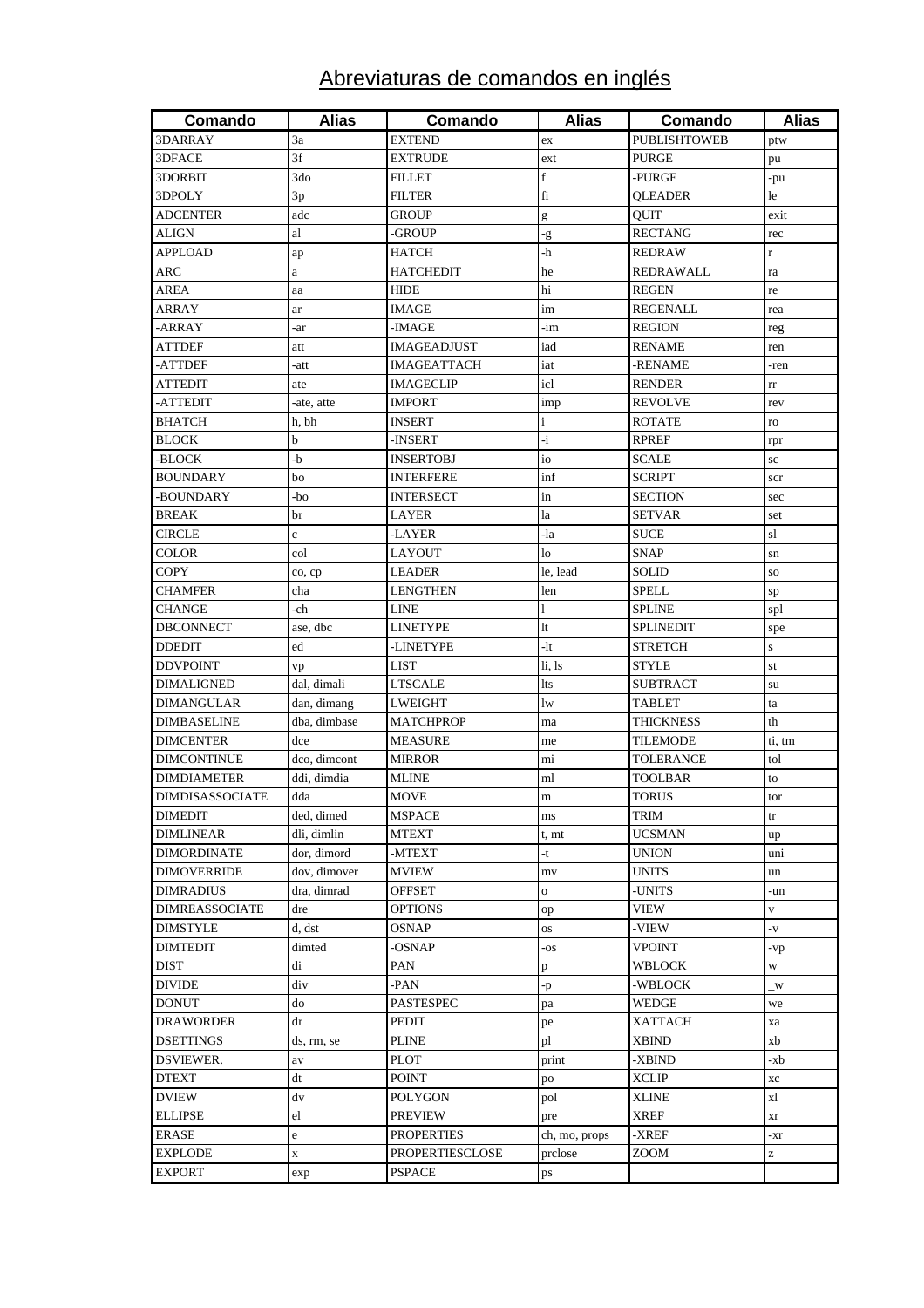# Abreviaturas de comandos en inglés

| Comando | Alias | Comando | Alias | Comando | Alias |
|---|---|---|---|---|---|
| 3DARRAY | 3a | EXTEND | ex | PUBLISHTOWEB | ptw |
| 3DFACE | 3f | EXTRUDE | ext | PURGE | pu |
| 3DORBIT | 3do | FILLET | f | -PURGE | -pu |
| 3DPOLY | 3p | FILTER | fi | QLEADER | le |
| ADCENTER | adc | GROUP | g | QUIT | exit |
| ALIGN | al | -GROUP | -g | RECTANG | rec |
| APPLOAD | ap | HATCH | -h | REDRAW | r |
| ARC | a | HATCHEDIT | he | REDRAWALL | ra |
| AREA | aa | HIDE | hi | REGEN | re |
| ARRAY | ar | IMAGE | im | REGENALL | rea |
| -ARRAY | -ar | -IMAGE | -im | REGION | reg |
| ATTDEF | att | IMAGEADJUST | iad | RENAME | ren |
| -ATTDEF | -att | IMAGEATTACH | iat | -RENAME | -ren |
| ATTEDIT | ate | IMAGECLIP | icl | RENDER | rr |
| -ATTEDIT | -ate, atte | IMPORT | imp | REVOLVE | rev |
| BHATCH | h, bh | INSERT | i | ROTATE | ro |
| BLOCK | b | -INSERT | -i | RPREF | rpr |
| -BLOCK | -b | INSERTOBJ | io | SCALE | sc |
| BOUNDARY | bo | INTERFERE | inf | SCRIPT | scr |
| -BOUNDARY | -bo | INTERSECT | in | SECTION | sec |
| BREAK | br | LAYER | la | SETVAR | set |
| CIRCLE | c | -LAYER | -la | SUCE | sl |
| COLOR | col | LAYOUT | lo | SNAP | sn |
| COPY | co, cp | LEADER | le, lead | SOLID | so |
| CHAMFER | cha | LENGTHEN | len | SPELL | sp |
| CHANGE | -ch | LINE | l | SPLINE | spl |
| DBCONNECT | ase, dbc | LINETYPE | lt | SPLINEDIT | spe |
| DDEDIT | ed | -LINETYPE | -lt | STRETCH | s |
| DDVPOINT | vp | LIST | li, ls | STYLE | st |
| DIMALIGNED | dal, dimali | LTSCALE | lts | SUBTRACT | su |
| DIMANGULAR | dan, dimang | LWEIGHT | lw | TABLET | ta |
| DIMBASELINE | dba, dimbase | MATCHPROP | ma | THICKNESS | th |
| DIMCENTER | dce | MEASURE | me | TILEMODE | ti, tm |
| DIMCONTINUE | dco, dimcont | MIRROR | mi | TOLERANCE | tol |
| DIMDIAMETER | ddi, dimdia | MLINE | ml | TOOLBAR | to |
| DIMDISASSOCIATE | dda | MOVE | m | TORUS | tor |
| DIMEDIT | ded, dimed | MSPACE | ms | TRIM | tr |
| DIMLINEAR | dli, dimlin | MTEXT | t, mt | UCSMAN | up |
| DIMORDINATE | dor, dimord | -MTEXT | -t | UNION | uni |
| DIMOVERRIDE | dov, dimover | MVIEW | mv | UNITS | un |
| DIMRADIUS | dra, dimrad | OFFSET | o | -UNITS | -un |
| DIMREASSOCIATE | dre | OPTIONS | op | VIEW | v |
| DIMSTYLE | d, dst | OSNAP | os | -VIEW | -v |
| DIMTEDIT | dimted | -OSNAP | -os | VPOINT | -vp |
| DIST | di | PAN | p | WBLOCK | w |
| DIVIDE | div | -PAN | -p | -WBLOCK | _w |
| DONUT | do | PASTESPEC | pa | WEDGE | we |
| DRAWORDER | dr | PEDIT | pe | XATTACH | xa |
| DSETTINGS | ds, rm, se | PLINE | pl | XBIND | xb |
| DSVIEWER. | av | PLOT | print | -XBIND | -xb |
| DTEXT | dt | POINT | po | XCLIP | xc |
| DVIEW | dv | POLYGON | pol | XLINE | xl |
| ELLIPSE | el | PREVIEW | pre | XREF | xr |
| ERASE | e | PROPERTIES | ch, mo, props | -XREF | -xr |
| EXPLODE | x | PROPERTIESCLOSE | prclose | ZOOM | z |
| EXPORT | exp | PSPACE | ps | | |